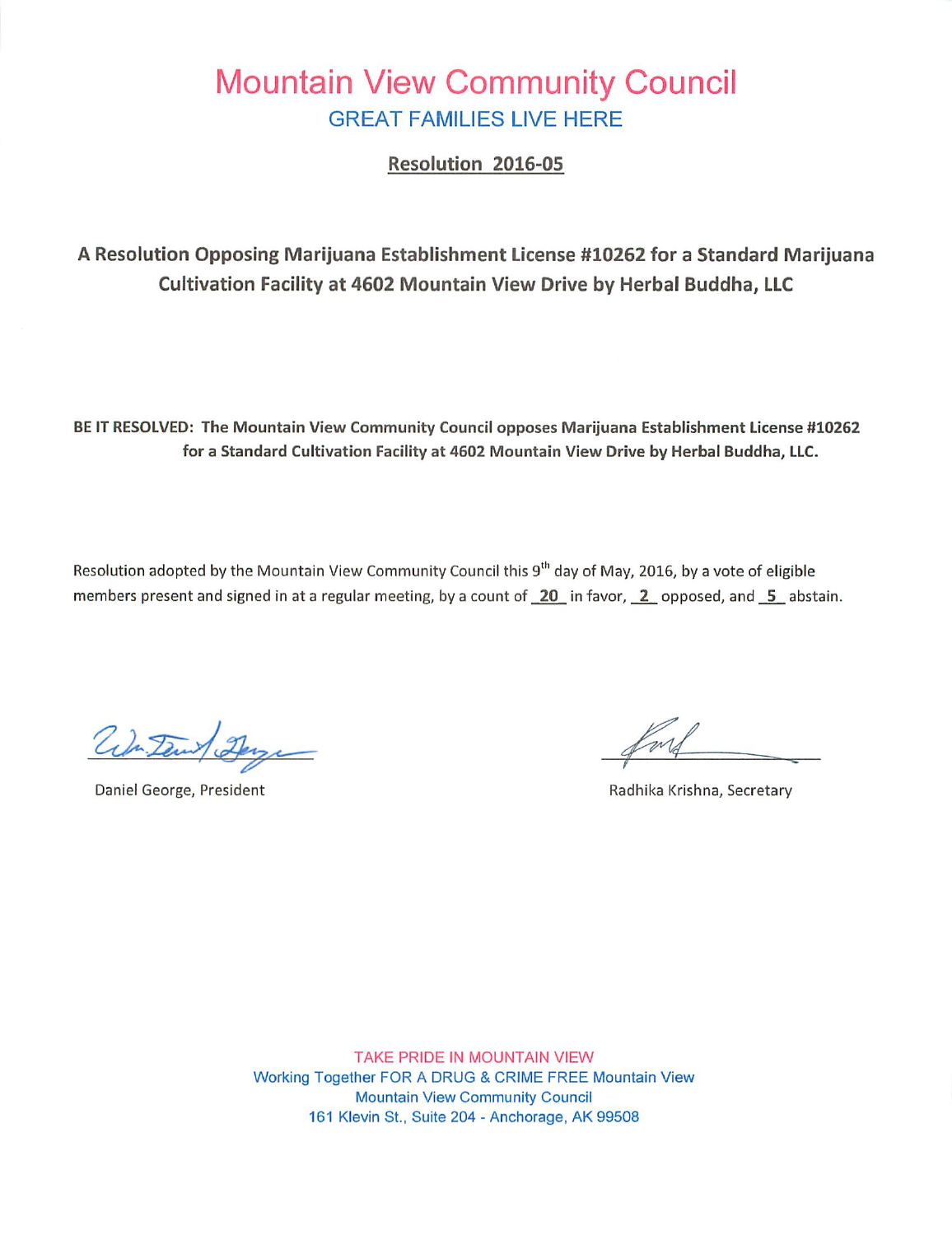# Mountain View Community Council

## GREAT FAMILIES LIVE HERE

**Resolution 2016-05**

**A Resolution Opposing Marijuana Establishment License #10262 for a Standard Marijuana Cultivation Facility at 4602 Mountain View Drive by Herbal Buddha, LLC**

**BE IT RESOLVED: The Mountain View Community Council opposes Marijuana Establishment License #10262 for a Standard Cultivation Facility at 4602 Mountain View Drive by Herbal Buddha, LLC.**

Resolution adopted by the Mountain View Community Council this 9th day of May, 2016, by a vote of eligible members present and signed in at a regular meeting, by a count of 20 in favor, 2 opposed, and 5 abstain.

Daniel George, President

Radhika Krishna, Secretary

TAKE PRIDE IN MOUNTAIN VIEW
Working Together FOR A DRUG & CRIME FREE Mountain View
Mountain View Community Council
161 Klevin St., Suite 204 - Anchorage, AK 99508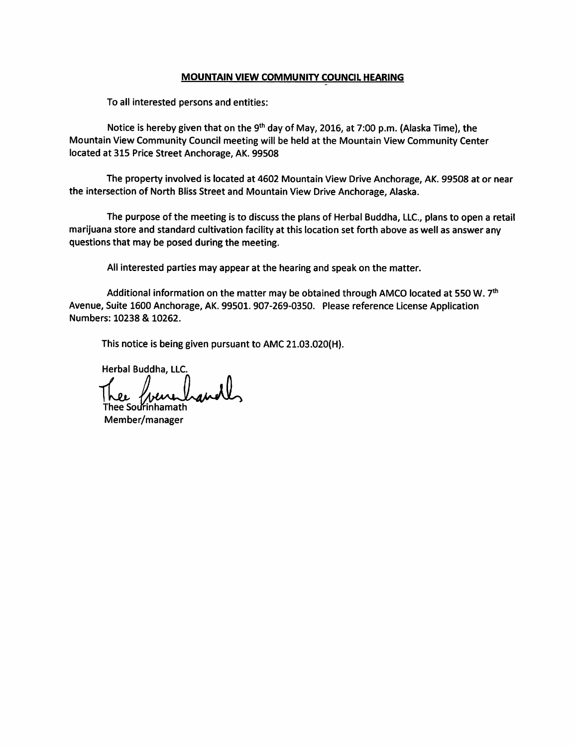## MOUNTAIN VIEW COMMUNITY COUNCIL HEARING

To all interested persons and entities:

Notice is hereby given that on the 9th day of May, 2016, at 7:00 p.m. (Alaska Time), the Mountain View Community Council meeting will be held at the Mountain View Community Center located at 315 Price Street Anchorage, AK. 99508

The property involved is located at 4602 Mountain View Drive Anchorage, AK. 99508 at or near the intersection of North Bliss Street and Mountain View Drive Anchorage, Alaska.

The purpose of the meeting is to discuss the plans of Herbal Buddha, LLC., plans to open a retail marijuana store and standard cultivation facility at this location set forth above as well as answer any questions that may be posed during the meeting.

All interested parties may appear at the hearing and speak on the matter.

Additional information on the matter may be obtained through AMCO located at 550 W. 7th Avenue, Suite 1600 Anchorage, AK. 99501. 907-269-0350. Please reference License Application Numbers: 10238 & 10262.

This notice is being given pursuant to AMC 21.03.020(H).

Herbal Buddha, LLC.

Thee Sourinhamath
Member/manager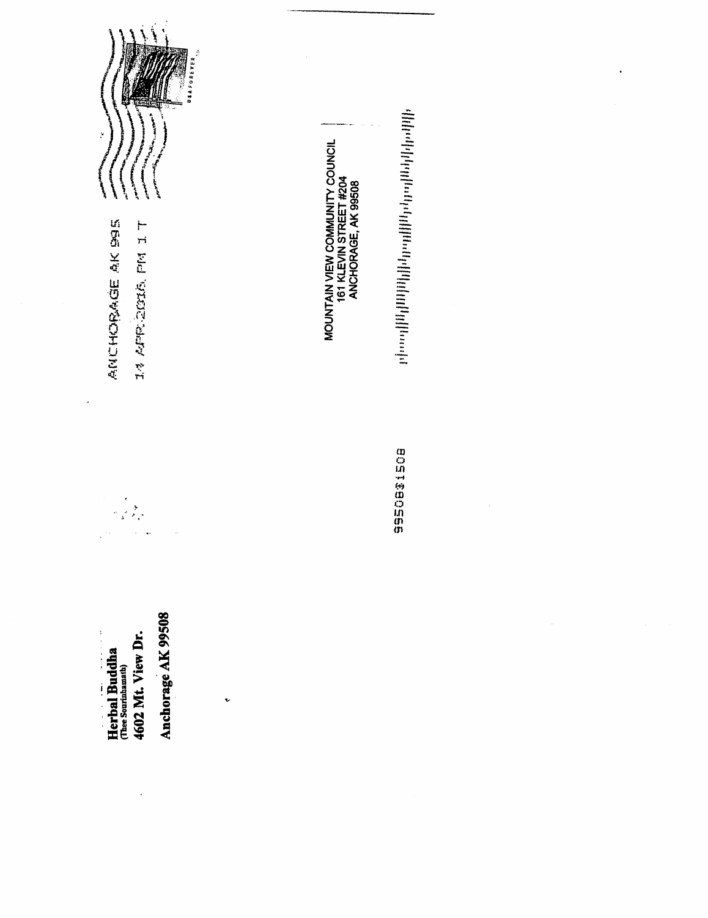**Herbal Buddha**
(Thee Sourinhamath)
**4602 Mt. View Dr.**
**Anchorage AK 99508**

ANCHORAGE AK 995
14 APR 2016 PM 1 T

USA FOREVER

MOUNTAIN VIEW COMMUNITY COUNCIL
161 KLEVIN STREET #204
ANCHORAGE, AK 99508

99508$1508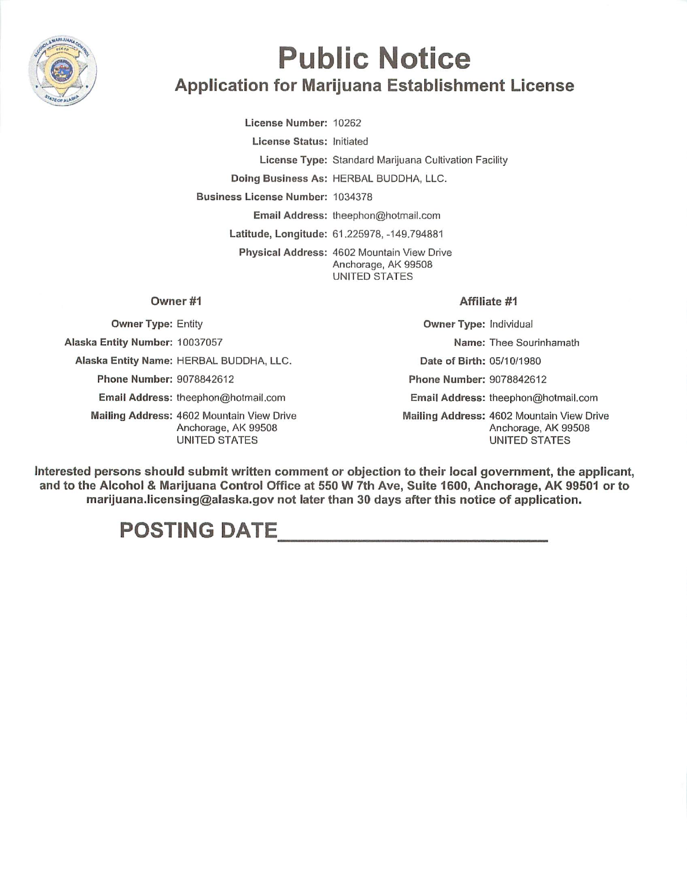# Public Notice

## Application for Marijuana Establishment License

**License Number:** 10262

**License Status:** Initiated

**License Type:** Standard Marijuana Cultivation Facility

**Doing Business As:** HERBAL BUDDHA, LLC.

**Business License Number:** 1034378

**Email Address:** theephon@hotmail.com

**Latitude, Longitude:** 61.225978, -149.794881

**Physical Address:** 4602 Mountain View Drive
Anchorage, AK 99508
UNITED STATES

### Owner #1

**Owner Type:** Entity

**Alaska Entity Number:** 10037057

**Alaska Entity Name:** HERBAL BUDDHA, LLC.

**Phone Number:** 9078842612

**Email Address:** theephon@hotmail.com

**Mailing Address:** 4602 Mountain View Drive
Anchorage, AK 99508
UNITED STATES

### Affiliate #1

**Owner Type:** Individual

**Name:** Thee Sourinhamath

**Date of Birth:** 05/10/1980

**Phone Number:** 9078842612

**Email Address:** theephon@hotmail.com

**Mailing Address:** 4602 Mountain View Drive
Anchorage, AK 99508
UNITED STATES

**Interested persons should submit written comment or objection to their local government, the applicant, and to the Alcohol & Marijuana Control Office at 550 W 7th Ave, Suite 1600, Anchorage, AK 99501 or to marijuana.licensing@alaska.gov not later than 30 days after this notice of application.**

## POSTING DATE________________________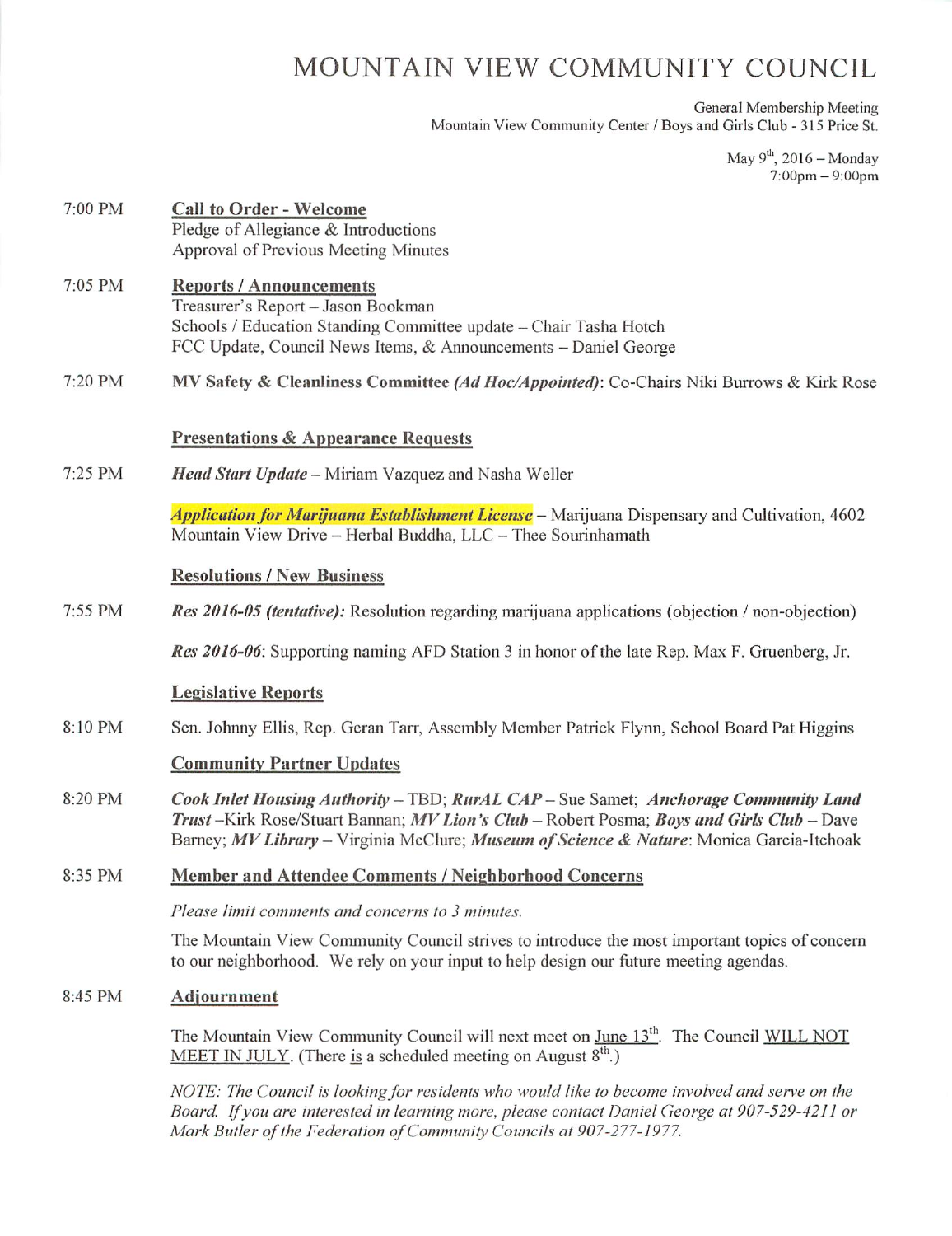# MOUNTAIN VIEW COMMUNITY COUNCIL

General Membership Meeting
Mountain View Community Center / Boys and Girls Club - 315 Price St.

May 9th, 2016 – Monday
7:00pm – 9:00pm

7:00 PM **Call to Order - Welcome**
Pledge of Allegiance & Introductions
Approval of Previous Meeting Minutes

7:05 PM **Reports / Announcements**
Treasurer's Report – Jason Bookman
Schools / Education Standing Committee update – Chair Tasha Hotch
FCC Update, Council News Items, & Announcements – Daniel George

7:20 PM **MV Safety & Cleanliness Committee** ***(Ad Hoc/Appointed)***: Co-Chairs Niki Burrows & Kirk Rose

**Presentations & Appearance Requests**

7:25 PM ***Head Start Update*** – Miriam Vazquez and Nasha Weller

***Application for Marijuana Establishment License*** – Marijuana Dispensary and Cultivation, 4602 Mountain View Drive – Herbal Buddha, LLC – Thee Sourinhamath

**Resolutions / New Business**

7:55 PM ***Res 2016-05 (tentative):*** Resolution regarding marijuana applications (objection / non-objection)

***Res 2016-06***: Supporting naming AFD Station 3 in honor of the late Rep. Max F. Gruenberg, Jr.

**Legislative Reports**

8:10 PM Sen. Johnny Ellis, Rep. Geran Tarr, Assembly Member Patrick Flynn, School Board Pat Higgins

**Community Partner Updates**

8:20 PM ***Cook Inlet Housing Authority*** – TBD; ***RurAL CAP*** – Sue Samet; ***Anchorage Community Land Trust*** –Kirk Rose/Stuart Bannan; ***MV Lion's Club*** – Robert Posma; ***Boys and Girls Club*** – Dave Barney; ***MV Library*** – Virginia McClure; ***Museum of Science & Nature***: Monica Garcia-Itchoak

8:35 PM **Member and Attendee Comments / Neighborhood Concerns**

*Please limit comments and concerns to 3 minutes.*

The Mountain View Community Council strives to introduce the most important topics of concern to our neighborhood. We rely on your input to help design our future meeting agendas.

8:45 PM **Adjournment**

The Mountain View Community Council will next meet on June 13th. The Council WILL NOT MEET IN JULY. (There is a scheduled meeting on August 8th.)

*NOTE: The Council is looking for residents who would like to become involved and serve on the Board. If you are interested in learning more, please contact Daniel George at 907-529-4211 or Mark Butler of the Federation of Community Councils at 907-277-1977.*